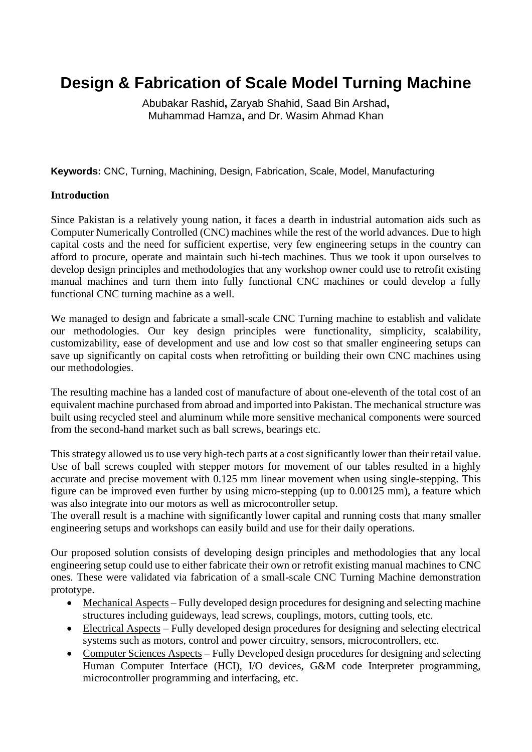# Design & Fabrication of Scale Model Turning Machine

Abubakar Rashid**,** Zaryab Shahid, Saad Bin Arshad**,**
Muhammad Hamza**,** and Dr. Wasim Ahmad Khan

**Keywords:** CNC, Turning, Machining, Design, Fabrication, Scale, Model, Manufacturing

## Introduction

Since Pakistan is a relatively young nation, it faces a dearth in industrial automation aids such as Computer Numerically Controlled (CNC) machines while the rest of the world advances. Due to high capital costs and the need for sufficient expertise, very few engineering setups in the country can afford to procure, operate and maintain such hi-tech machines. Thus we took it upon ourselves to develop design principles and methodologies that any workshop owner could use to retrofit existing manual machines and turn them into fully functional CNC machines or could develop a fully functional CNC turning machine as a well.

We managed to design and fabricate a small-scale CNC Turning machine to establish and validate our methodologies. Our key design principles were functionality, simplicity, scalability, customizability, ease of development and use and low cost so that smaller engineering setups can save up significantly on capital costs when retrofitting or building their own CNC machines using our methodologies.

The resulting machine has a landed cost of manufacture of about one-eleventh of the total cost of an equivalent machine purchased from abroad and imported into Pakistan. The mechanical structure was built using recycled steel and aluminum while more sensitive mechanical components were sourced from the second-hand market such as ball screws, bearings etc.

This strategy allowed us to use very high-tech parts at a cost significantly lower than their retail value. Use of ball screws coupled with stepper motors for movement of our tables resulted in a highly accurate and precise movement with 0.125 mm linear movement when using single-stepping. This figure can be improved even further by using micro-stepping (up to 0.00125 mm), a feature which was also integrate into our motors as well as microcontroller setup.
The overall result is a machine with significantly lower capital and running costs that many smaller engineering setups and workshops can easily build and use for their daily operations.

Our proposed solution consists of developing design principles and methodologies that any local engineering setup could use to either fabricate their own or retrofit existing manual machines to CNC ones. These were validated via fabrication of a small-scale CNC Turning Machine demonstration prototype.

- <u>Mechanical Aspects</u> – Fully developed design procedures for designing and selecting machine structures including guideways, lead screws, couplings, motors, cutting tools, etc.
- <u>Electrical Aspects</u> – Fully developed design procedures for designing and selecting electrical systems such as motors, control and power circuitry, sensors, microcontrollers, etc.
- <u>Computer Sciences Aspects</u> – Fully Developed design procedures for designing and selecting Human Computer Interface (HCI), I/O devices, G&M code Interpreter programming, microcontroller programming and interfacing, etc.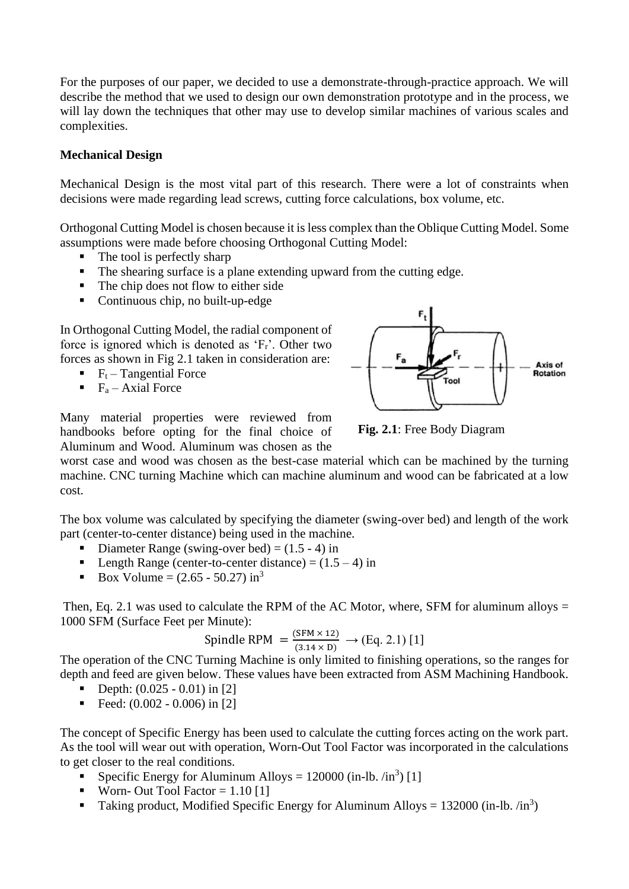For the purposes of our paper, we decided to use a demonstrate-through-practice approach. We will describe the method that we used to design our own demonstration prototype and in the process, we will lay down the techniques that other may use to develop similar machines of various scales and complexities.

**Mechanical Design**

Mechanical Design is the most vital part of this research. There were a lot of constraints when decisions were made regarding lead screws, cutting force calculations, box volume, etc.

Orthogonal Cutting Model is chosen because it is less complex than the Oblique Cutting Model. Some assumptions were made before choosing Orthogonal Cutting Model:

- The tool is perfectly sharp
- The shearing surface is a plane extending upward from the cutting edge.
- The chip does not flow to either side
- Continuous chip, no built-up-edge

In Orthogonal Cutting Model, the radial component of force is ignored which is denoted as '$F_r$'. Other two forces as shown in Fig 2.1 taken in consideration are:

- $F_t$ – Tangential Force
- $F_a$ – Axial Force

**Fig. 2.1**: Free Body Diagram

Many material properties were reviewed from handbooks before opting for the final choice of Aluminum and Wood. Aluminum was chosen as the worst case and wood was chosen as the best-case material which can be machined by the turning machine. CNC turning Machine which can machine aluminum and wood can be fabricated at a low cost.

The box volume was calculated by specifying the diameter (swing-over bed) and length of the work part (center-to-center distance) being used in the machine.

- Diameter Range (swing-over bed) = (1.5 - 4) in
- Length Range (center-to-center distance) = (1.5 – 4) in
- Box Volume = (2.65 - 50.27) $in^3$

Then, Eq. 2.1 was used to calculate the RPM of the AC Motor, where, SFM for aluminum alloys = 1000 SFM (Surface Feet per Minute):

$$\text{Spindle RPM} = \frac{(\text{SFM} \times 12)}{(3.14 \times \text{D})} \rightarrow \text{(Eq. 2.1) [1]}$$

The operation of the CNC Turning Machine is only limited to finishing operations, so the ranges for depth and feed are given below. These values have been extracted from ASM Machining Handbook.

- Depth: (0.025 - 0.01) in [2]
- Feed: (0.002 - 0.006) in [2]

The concept of Specific Energy has been used to calculate the cutting forces acting on the work part. As the tool will wear out with operation, Worn-Out Tool Factor was incorporated in the calculations to get closer to the real conditions.

- Specific Energy for Aluminum Alloys = 120000 (in-lb. /$in^3$) [1]
- Worn- Out Tool Factor = 1.10 [1]
- Taking product, Modified Specific Energy for Aluminum Alloys = 132000 (in-lb. /$in^3$)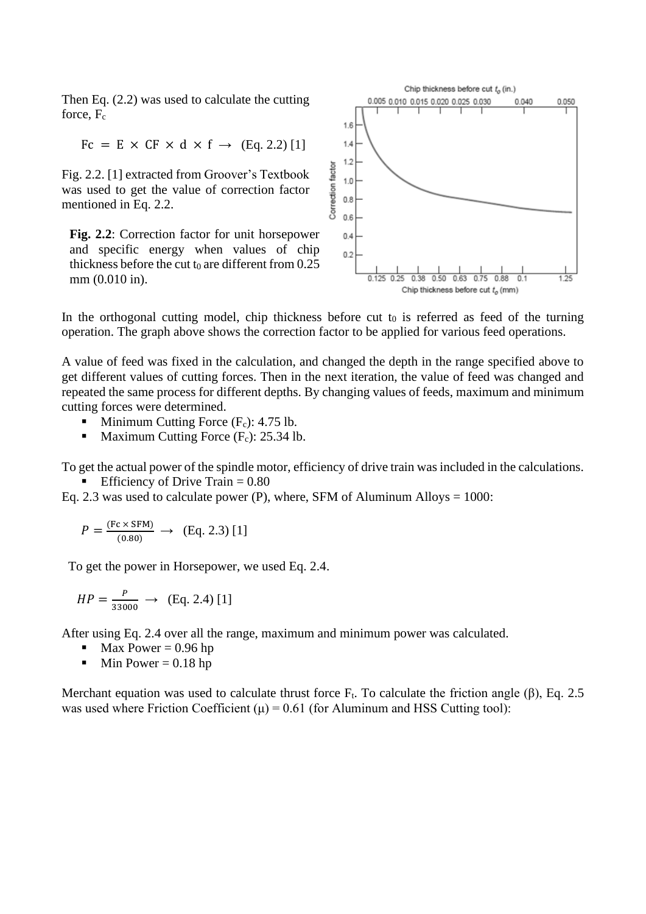Then Eq. (2.2) was used to calculate the cutting force, $F_c$

$$Fc = E \times CF \times d \times f \rightarrow \text{(Eq. 2.2) [1]}$$

Fig. 2.2. [1] extracted from Groover's Textbook was used to get the value of correction factor mentioned in Eq. 2.2.

**Fig. 2.2**: Correction factor for unit horsepower and specific energy when values of chip thickness before the cut $t_0$ are different from 0.25 mm (0.010 in).

In the orthogonal cutting model, chip thickness before cut $t_0$ is referred as feed of the turning operation. The graph above shows the correction factor to be applied for various feed operations.

A value of feed was fixed in the calculation, and changed the depth in the range specified above to get different values of cutting forces. Then in the next iteration, the value of feed was changed and repeated the same process for different depths. By changing values of feeds, maximum and minimum cutting forces were determined.

- Minimum Cutting Force ($F_c$): 4.75 lb.
- Maximum Cutting Force ($F_c$): 25.34 lb.

To get the actual power of the spindle motor, efficiency of drive train was included in the calculations.

- Efficiency of Drive Train = 0.80

Eq. 2.3 was used to calculate power (P), where, SFM of Aluminum Alloys = 1000:

$$P = \frac{(\text{Fc} \times \text{SFM})}{(0.80)} \rightarrow \text{(Eq. 2.3) [1]}$$

To get the power in Horsepower, we used Eq. 2.4.

$$HP = \frac{P}{33000} \rightarrow \text{(Eq. 2.4) [1]}$$

After using Eq. 2.4 over all the range, maximum and minimum power was calculated.

- Max Power = 0.96 hp
- Min Power = 0.18 hp

Merchant equation was used to calculate thrust force $F_t$. To calculate the friction angle ($\beta$), Eq. 2.5 was used where Friction Coefficient ($\mu$) = 0.61 (for Aluminum and HSS Cutting tool):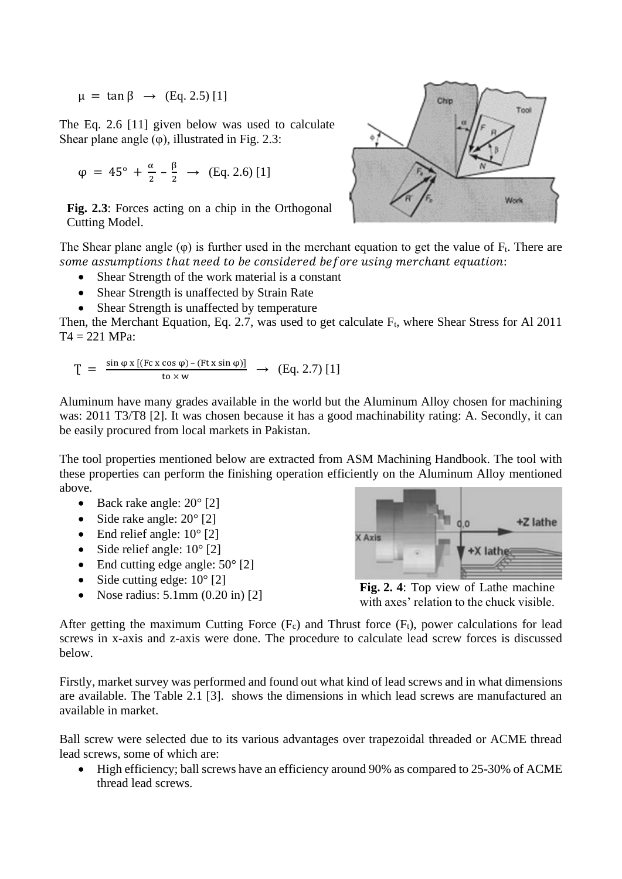$$\mu = \tan \beta \rightarrow \text{(Eq. 2.5) [1]}$$

The Eq. 2.6 [11] given below was used to calculate Shear plane angle (φ), illustrated in Fig. 2.3:

$$\varphi = 45° + \frac{\alpha}{2} - \frac{\beta}{2} \rightarrow \text{(Eq. 2.6) [1]}$$

**Fig. 2.3**: Forces acting on a chip in the Orthogonal Cutting Model.

The Shear plane angle (φ) is further used in the merchant equation to get the value of $F_t$. There are *some assumptions that need to be considered before using merchant equation*:

- Shear Strength of the work material is a constant
- Shear Strength is unaffected by Strain Rate
- Shear Strength is unaffected by temperature

Then, the Merchant Equation, Eq. 2.7, was used to get calculate $F_t$, where Shear Stress for Al 2011 T4 = 221 MPa:

$$\tau = \frac{\sin \varphi \times [(Fc \times \cos \varphi) - (Ft \times \sin \varphi)]}{to \times w} \rightarrow \text{(Eq. 2.7) [1]}$$

Aluminum have many grades available in the world but the Aluminum Alloy chosen for machining was: 2011 T3/T8 [2]. It was chosen because it has a good machinability rating: A. Secondly, it can be easily procured from local markets in Pakistan.

The tool properties mentioned below are extracted from ASM Machining Handbook. The tool with these properties can perform the finishing operation efficiently on the Aluminum Alloy mentioned above.

- Back rake angle: 20° [2]
- Side rake angle: 20° [2]
- End relief angle: 10° [2]
- Side relief angle: 10° [2]
- End cutting edge angle: 50° [2]
- Side cutting edge: 10° [2]
- Nose radius: 5.1mm (0.20 in) [2]

**Fig. 2. 4**: Top view of Lathe machine with axes' relation to the chuck visible.

After getting the maximum Cutting Force ($F_c$) and Thrust force ($F_t$), power calculations for lead screws in x-axis and z-axis were done. The procedure to calculate lead screw forces is discussed below.

Firstly, market survey was performed and found out what kind of lead screws and in what dimensions are available. The Table 2.1 [3]. shows the dimensions in which lead screws are manufactured an available in market.

Ball screw were selected due to its various advantages over trapezoidal threaded or ACME thread lead screws, some of which are:

- High efficiency; ball screws have an efficiency around 90% as compared to 25-30% of ACME thread lead screws.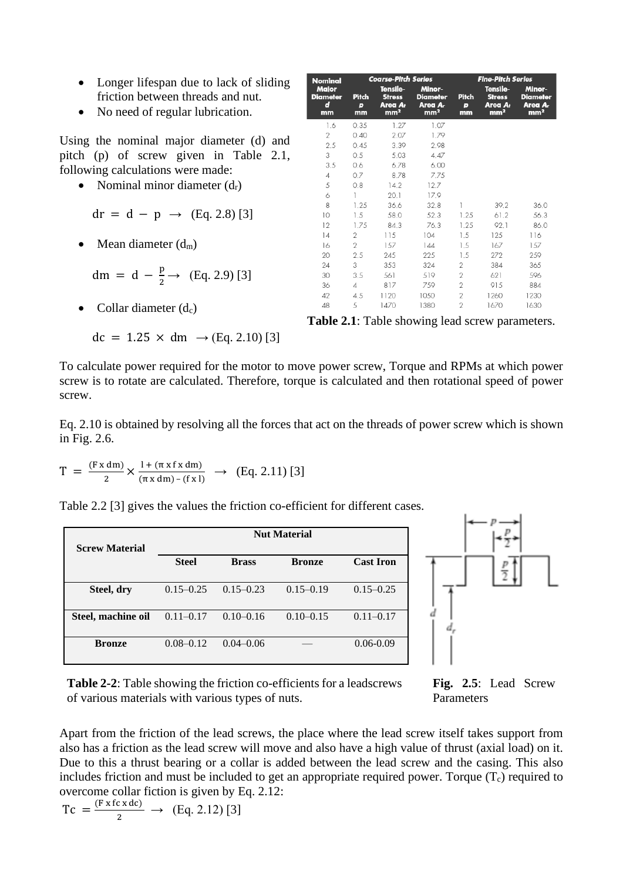- Longer lifespan due to lack of sliding friction between threads and nut.
- No need of regular lubrication.

Using the nominal major diameter (d) and pitch (p) of screw given in Table 2.1, following calculations were made:

- Nominal minor diameter ($d_r$)

$$dr = d - p \rightarrow \text{(Eq. 2.8) [3]}$$

- Mean diameter ($d_m$)

$$dm = d - \frac{p}{2} \rightarrow \text{(Eq. 2.9) [3]}$$

- Collar diameter ($d_c$)

$$dc = 1.25 \times dm \rightarrow \text{(Eq. 2.10) [3]}$$

| Nominal Major Diameter d mm | Coarse-Pitch Series | | | Fine-Pitch Series | | |
|---|---|---|---|---|---|---|
| | Pitch p mm | Tensile-Stress Area $A_t$ mm² | Minor-Diameter Area $A_r$ mm² | Pitch p mm | Tensile-Stress Area $A_t$ mm² | Minor-Diameter Area $A_r$ mm² |
| 1.6 | 0.35 | 1.27 | 1.07 | | | |
| 2 | 0.40 | 2.07 | 1.79 | | | |
| 2.5 | 0.45 | 3.39 | 2.98 | | | |
| 3 | 0.5 | 5.03 | 4.47 | | | |
| 3.5 | 0.6 | 6.78 | 6.00 | | | |
| 4 | 0.7 | 8.78 | 7.75 | | | |
| 5 | 0.8 | 14.2 | 12.7 | | | |
| 6 | 1 | 20.1 | 17.9 | | | |
| 8 | 1.25 | 36.6 | 32.8 | 1 | 39.2 | 36.0 |
| 10 | 1.5 | 58.0 | 52.3 | 1.25 | 61.2 | 56.3 |
| 12 | 1.75 | 84.3 | 76.3 | 1.25 | 92.1 | 86.0 |
| 14 | 2 | 115 | 104 | 1.5 | 125 | 116 |
| 16 | 2 | 157 | 144 | 1.5 | 167 | 157 |
| 20 | 2.5 | 245 | 225 | 1.5 | 272 | 259 |
| 24 | 3 | 353 | 324 | 2 | 384 | 365 |
| 30 | 3.5 | 561 | 519 | 2 | 621 | 596 |
| 36 | 4 | 817 | 759 | 2 | 915 | 884 |
| 42 | 4.5 | 1120 | 1050 | 2 | 1260 | 1230 |
| 48 | 5 | 1470 | 1380 | 2 | 1670 | 1630 |

**Table 2.1**: Table showing lead screw parameters.

To calculate power required for the motor to move power screw, Torque and RPMs at which power screw is to rotate are calculated. Therefore, torque is calculated and then rotational speed of power screw.

Eq. 2.10 is obtained by resolving all the forces that act on the threads of power screw which is shown in Fig. 2.6.

$$T = \frac{(F \times dm)}{2} \times \frac{l + (\pi \times f \times dm)}{(\pi \times dm) - (f \times l)} \rightarrow \text{(Eq. 2.11) [3]}$$

Table 2.2 [3] gives the values the friction co-efficient for different cases.

| Screw Material | Nut Material | | | |
|---|---|---|---|---|
| | Steel | Brass | Bronze | Cast Iron |
| **Steel, dry** | 0.15–0.25 | 0.15–0.23 | 0.15–0.19 | 0.15–0.25 |
| **Steel, machine oil** | 0.11–0.17 | 0.10–0.16 | 0.10–0.15 | 0.11–0.17 |
| **Bronze** | 0.08–0.12 | 0.04–0.06 | — | 0.06-0.09 |

**Table 2-2**: Table showing the friction co-efficients for a leadscrews of various materials with various types of nuts.

**Fig. 2.5**: Lead Screw Parameters

Apart from the friction of the lead screws, the place where the lead screw itself takes support from also has a friction as the lead screw will move and also have a high value of thrust (axial load) on it. Due to this a thrust bearing or a collar is added between the lead screw and the casing. This also includes friction and must be included to get an appropriate required power. Torque ($T_c$) required to overcome collar fiction is given by Eq. 2.12:

$$Tc = \frac{(F \times fc \times dc)}{2} \rightarrow \text{(Eq. 2.12) [3]}$$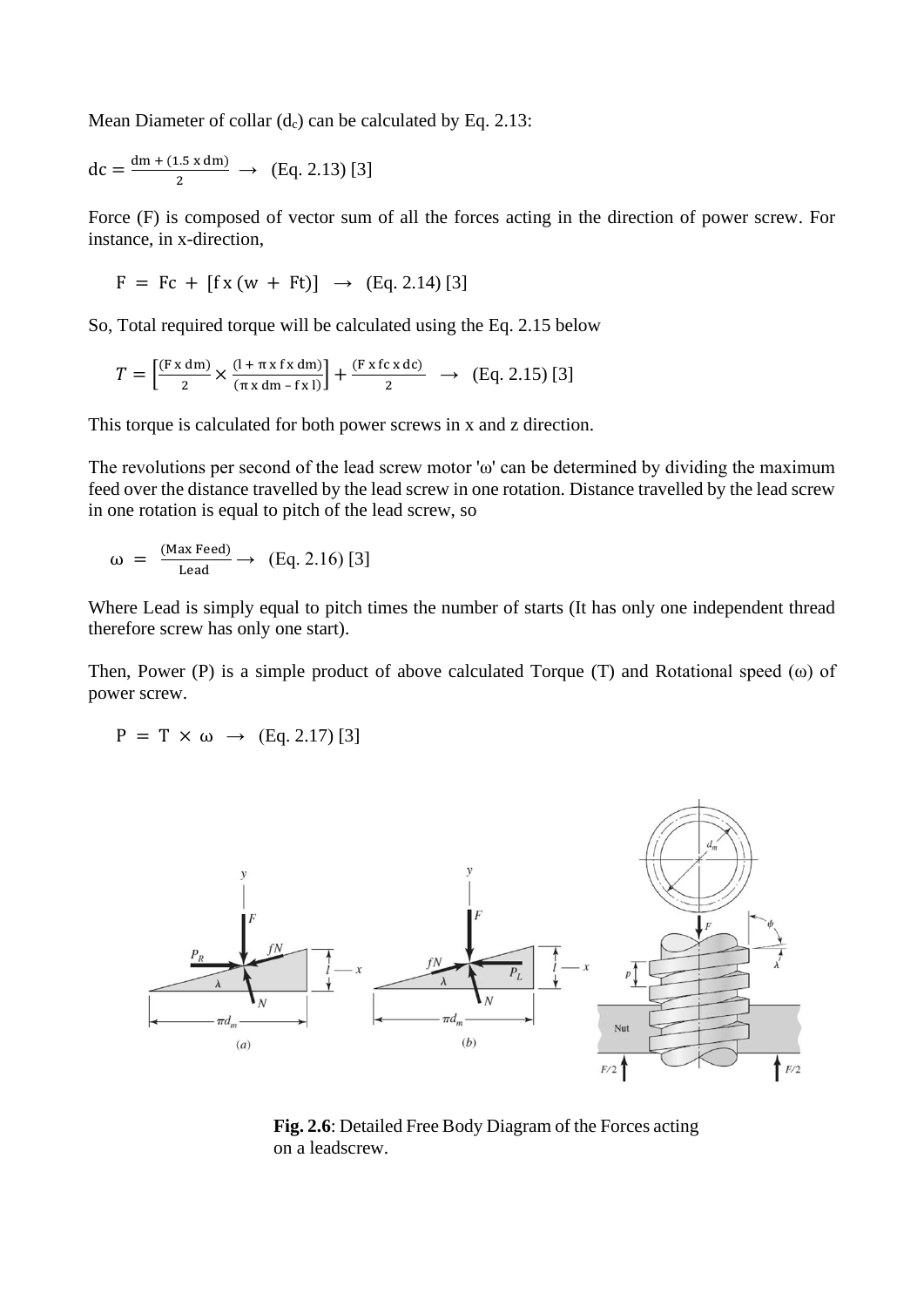Mean Diameter of collar ($d_c$) can be calculated by Eq. 2.13:

$$\mathrm{dc} = \frac{\mathrm{dm} + (1.5 \text{ x dm})}{2} \rightarrow \text{ (Eq. 2.13) [3]}$$

Force (F) is composed of vector sum of all the forces acting in the direction of power screw. For instance, in x-direction,

$$\mathrm{F} = \mathrm{Fc} + [\mathrm{f\,x\,(w + Ft)}] \rightarrow \text{ (Eq. 2.14) [3]}$$

So, Total required torque will be calculated using the Eq. 2.15 below

$$T = \left[\frac{(\mathrm{F\,x\,dm})}{2} \times \frac{(\mathrm{l} + \pi\,\mathrm{x\,f\,x\,dm})}{(\pi\,\mathrm{x\,dm} - \mathrm{f\,x\,l})}\right] + \frac{(\mathrm{F\,x\,fc\,x\,dc})}{2} \rightarrow \text{ (Eq. 2.15) [3]}$$

This torque is calculated for both power screws in x and z direction.

The revolutions per second of the lead screw motor 'ω' can be determined by dividing the maximum feed over the distance travelled by the lead screw in one rotation. Distance travelled by the lead screw in one rotation is equal to pitch of the lead screw, so

$$\omega = \frac{(\text{Max Feed})}{\text{Lead}} \rightarrow \text{ (Eq. 2.16) [3]}$$

Where Lead is simply equal to pitch times the number of starts (It has only one independent thread therefore screw has only one start).

Then, Power (P) is a simple product of above calculated Torque (T) and Rotational speed (ω) of power screw.

$$\mathrm{P} = \mathrm{T} \times \omega \rightarrow \text{ (Eq. 2.17) [3]}$$

**Fig. 2.6**: Detailed Free Body Diagram of the Forces acting on a leadscrew.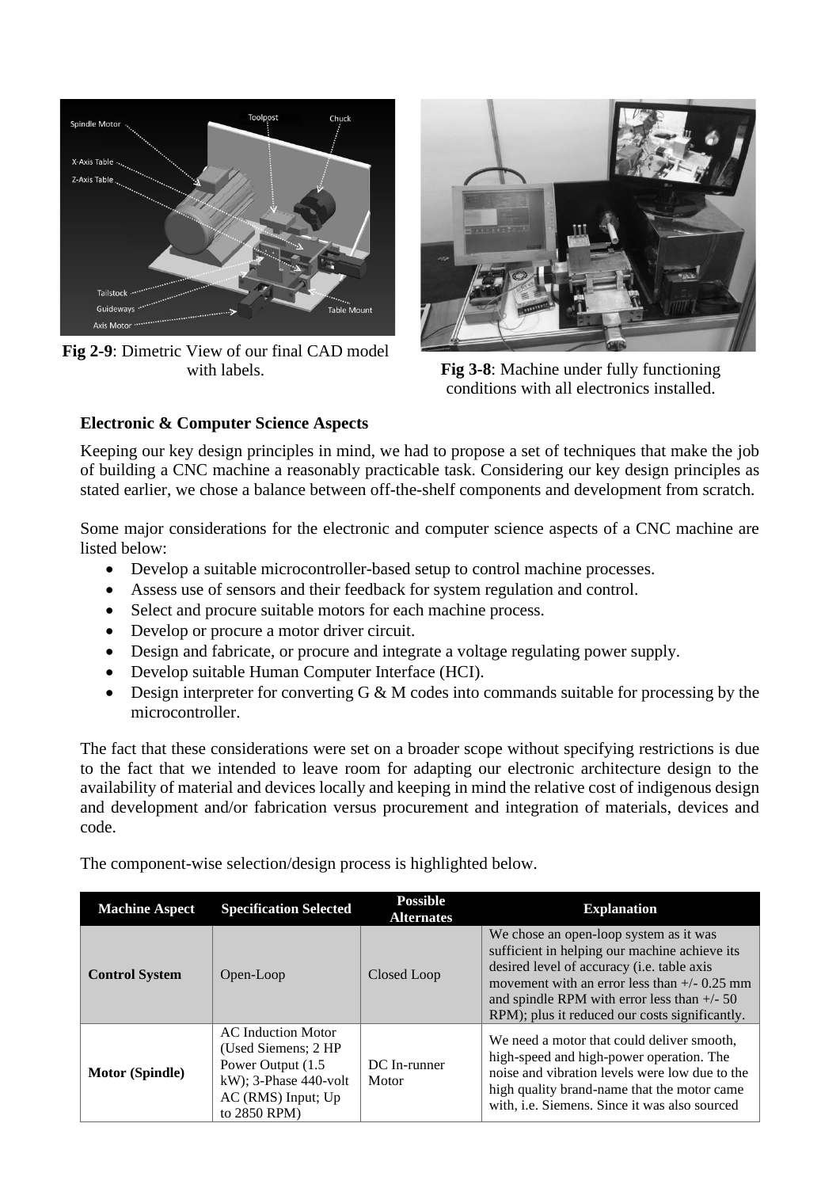Fig 2-9: Dimetric View of our final CAD model with labels.

Fig 3-8: Machine under fully functioning conditions with all electronics installed.

### Electronic & Computer Science Aspects

Keeping our key design principles in mind, we had to propose a set of techniques that make the job of building a CNC machine a reasonably practicable task. Considering our key design principles as stated earlier, we chose a balance between off-the-shelf components and development from scratch.

Some major considerations for the electronic and computer science aspects of a CNC machine are listed below:

- Develop a suitable microcontroller-based setup to control machine processes.
- Assess use of sensors and their feedback for system regulation and control.
- Select and procure suitable motors for each machine process.
- Develop or procure a motor driver circuit.
- Design and fabricate, or procure and integrate a voltage regulating power supply.
- Develop suitable Human Computer Interface (HCI).
- Design interpreter for converting G & M codes into commands suitable for processing by the microcontroller.

The fact that these considerations were set on a broader scope without specifying restrictions is due to the fact that we intended to leave room for adapting our electronic architecture design to the availability of material and devices locally and keeping in mind the relative cost of indigenous design and development and/or fabrication versus procurement and integration of materials, devices and code.

The component-wise selection/design process is highlighted below.

| Machine Aspect | Specification Selected | Possible Alternates | Explanation |
|---|---|---|---|
| **Control System** | Open-Loop | Closed Loop | We chose an open-loop system as it was sufficient in helping our machine achieve its desired level of accuracy (i.e. table axis movement with an error less than +/- 0.25 mm and spindle RPM with error less than +/- 50 RPM); plus it reduced our costs significantly. |
| **Motor (Spindle)** | AC Induction Motor (Used Siemens; 2 HP Power Output (1.5 kW); 3-Phase 440-volt AC (RMS) Input; Up to 2850 RPM) | DC In-runner Motor | We need a motor that could deliver smooth, high-speed and high-power operation. The noise and vibration levels were low due to the high quality brand-name that the motor came with, i.e. Siemens. Since it was also sourced |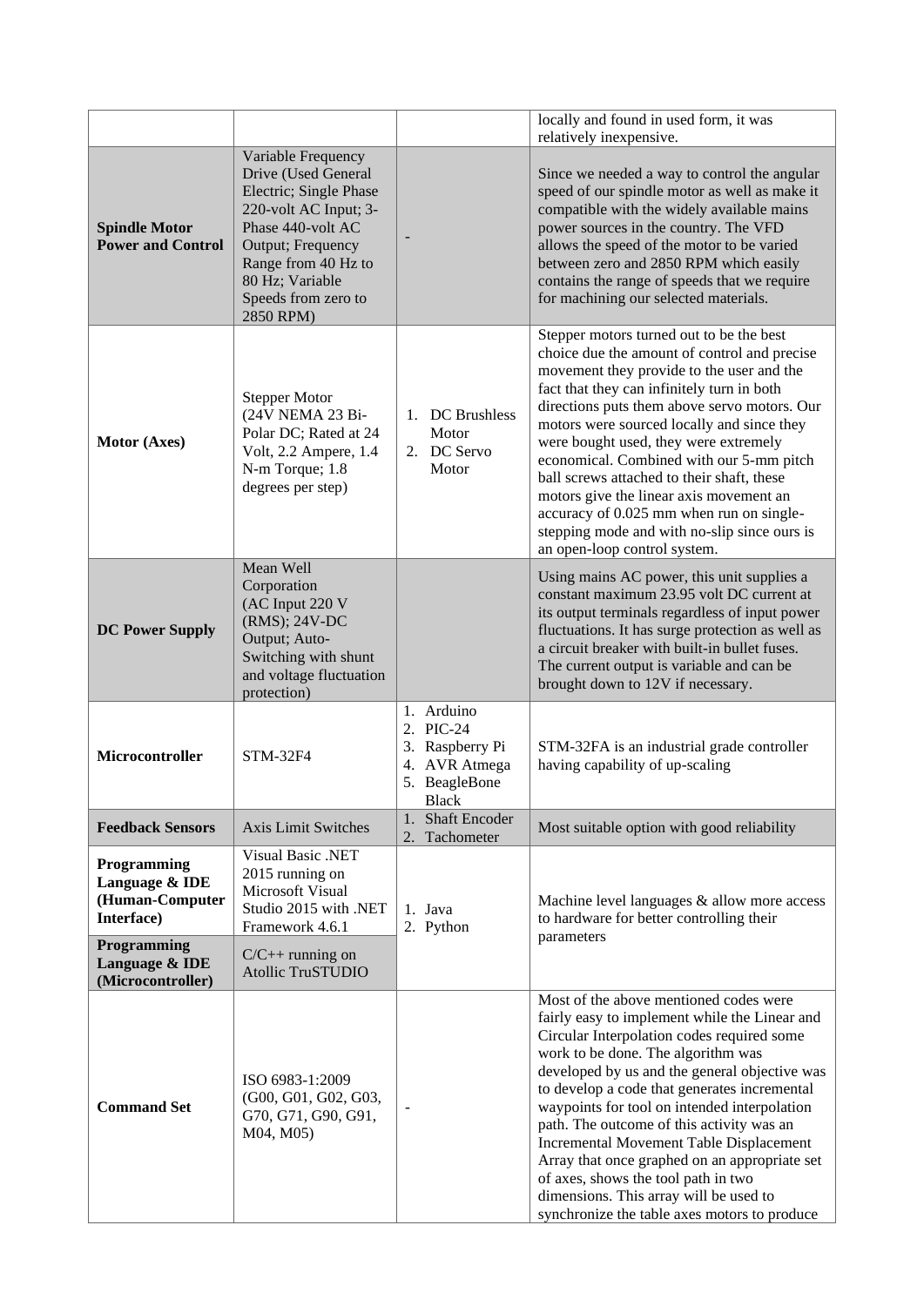| | | | |
|---|---|---|---|
| | | | locally and found in used form, it was relatively inexpensive. |
| **Spindle Motor Power and Control** | Variable Frequency Drive (Used General Electric; Single Phase 220-volt AC Input; 3-Phase 440-volt AC Output; Frequency Range from 40 Hz to 80 Hz; Variable Speeds from zero to 2850 RPM) | - | Since we needed a way to control the angular speed of our spindle motor as well as make it compatible with the widely available mains power sources in the country. The VFD allows the speed of the motor to be varied between zero and 2850 RPM which easily contains the range of speeds that we require for machining our selected materials. |
| **Motor (Axes)** | Stepper Motor (24V NEMA 23 Bi-Polar DC; Rated at 24 Volt, 2.2 Ampere, 1.4 N-m Torque; 1.8 degrees per step) | 1. DC Brushless Motor<br>2. DC Servo Motor | Stepper motors turned out to be the best choice due the amount of control and precise movement they provide to the user and the fact that they can infinitely turn in both directions puts them above servo motors. Our motors were sourced locally and since they were bought used, they were extremely economical. Combined with our 5-mm pitch ball screws attached to their shaft, these motors give the linear axis movement an accuracy of 0.025 mm when run on single-stepping mode and with no-slip since ours is an open-loop control system. |
| **DC Power Supply** | Mean Well Corporation (AC Input 220 V (RMS); 24V-DC Output; Auto-Switching with shunt and voltage fluctuation protection) | | Using mains AC power, this unit supplies a constant maximum 23.95 volt DC current at its output terminals regardless of input power fluctuations. It has surge protection as well as a circuit breaker with built-in bullet fuses. The current output is variable and can be brought down to 12V if necessary. |
| **Microcontroller** | STM-32F4 | 1. Arduino<br>2. PIC-24<br>3. Raspberry Pi<br>4. AVR Atmega<br>5. BeagleBone Black | STM-32FA is an industrial grade controller having capability of up-scaling |
| **Feedback Sensors** | Axis Limit Switches | 1. Shaft Encoder<br>2. Tachometer | Most suitable option with good reliability |
| **Programming Language & IDE (Human-Computer Interface)** | Visual Basic .NET 2015 running on Microsoft Visual Studio 2015 with .NET Framework 4.6.1 | 1. Java<br>2. Python | Machine level languages & allow more access to hardware for better controlling their parameters |
| **Programming Language & IDE (Microcontroller)** | C/C++ running on Atollic TruSTUDIO | | |
| **Command Set** | ISO 6983-1:2009 (G00, G01, G02, G03, G70, G71, G90, G91, M04, M05) | - | Most of the above mentioned codes were fairly easy to implement while the Linear and Circular Interpolation codes required some work to be done. The algorithm was developed by us and the general objective was to develop a code that generates incremental waypoints for tool on intended interpolation path. The outcome of this activity was an Incremental Movement Table Displacement Array that once graphed on an appropriate set of axes, shows the tool path in two dimensions. This array will be used to synchronize the table axes motors to produce |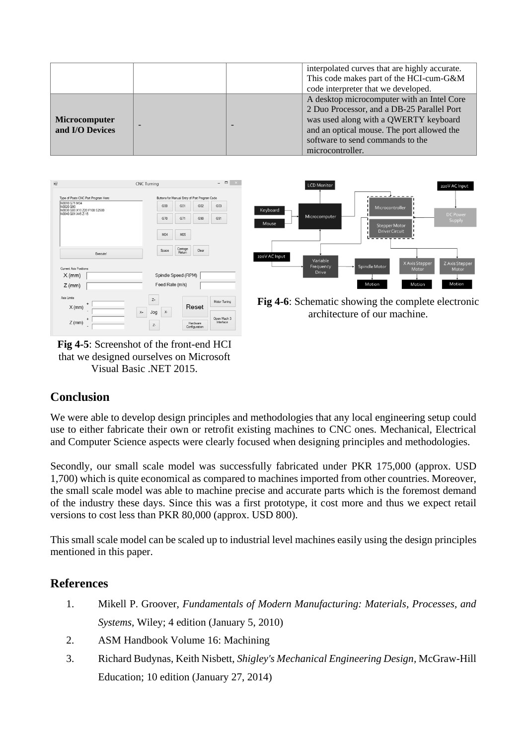| | | | |
|---|---|---|---|
| | | | interpolated curves that are highly accurate. This code makes part of the HCI-cum-G&M code interpreter that we developed. |
| **Microcomputer and I/O Devices** | - | - | A desktop microcomputer with an Intel Core 2 Duo Processor, and a DB-25 Parallel Port was used along with a QWERTY keyboard and an optical mouse. The port allowed the software to send commands to the microcontroller. |

**Fig 4-5**: Screenshot of the front-end HCI that we designed ourselves on Microsoft Visual Basic .NET 2015.

**Fig 4-6**: Schematic showing the complete electronic architecture of our machine.

## Conclusion

We were able to develop design principles and methodologies that any local engineering setup could use to either fabricate their own or retrofit existing machines to CNC ones. Mechanical, Electrical and Computer Science aspects were clearly focused when designing principles and methodologies.

Secondly, our small scale model was successfully fabricated under PKR 175,000 (approx. USD 1,700) which is quite economical as compared to machines imported from other countries. Moreover, the small scale model was able to machine precise and accurate parts which is the foremost demand of the industry these days. Since this was a first prototype, it cost more and thus we expect retail versions to cost less than PKR 80,000 (approx. USD 800).

This small scale model can be scaled up to industrial level machines easily using the design principles mentioned in this paper.

## References

1. Mikell P. Groover, *Fundamentals of Modern Manufacturing: Materials, Processes, and Systems*, Wiley; 4 edition (January 5, 2010)
2. ASM Handbook Volume 16: Machining
3. Richard Budynas, Keith Nisbett, *Shigley's Mechanical Engineering Design*, McGraw-Hill Education; 10 edition (January 27, 2014)